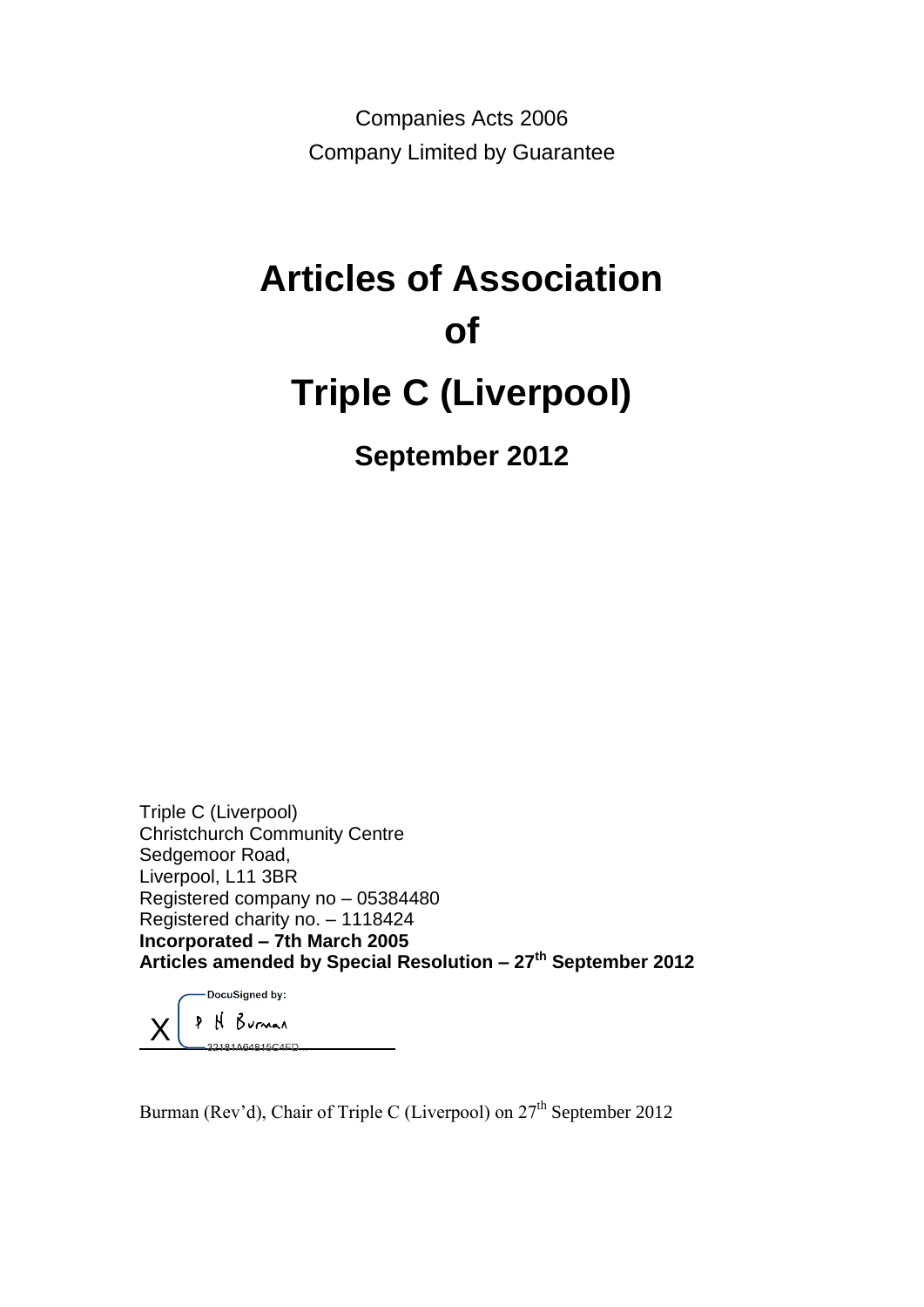Companies Acts 2006

Company Limited by Guarantee

# Articles of Association of Triple C (Liverpool)

## September 2012

Triple C (Liverpool)
Christchurch Community Centre
Sedgemoor Road,
Liverpool, L11 3BR
Registered company no – 05384480
Registered charity no. – 1118424
**Incorporated – 7th March 2005**
**Articles amended by Special Resolution – 27th September 2012**

DocuSigned by:

X P H Burman

32181A64815C4ED...

Burman (Rev'd), Chair of Triple C (Liverpool) on 27th September 2012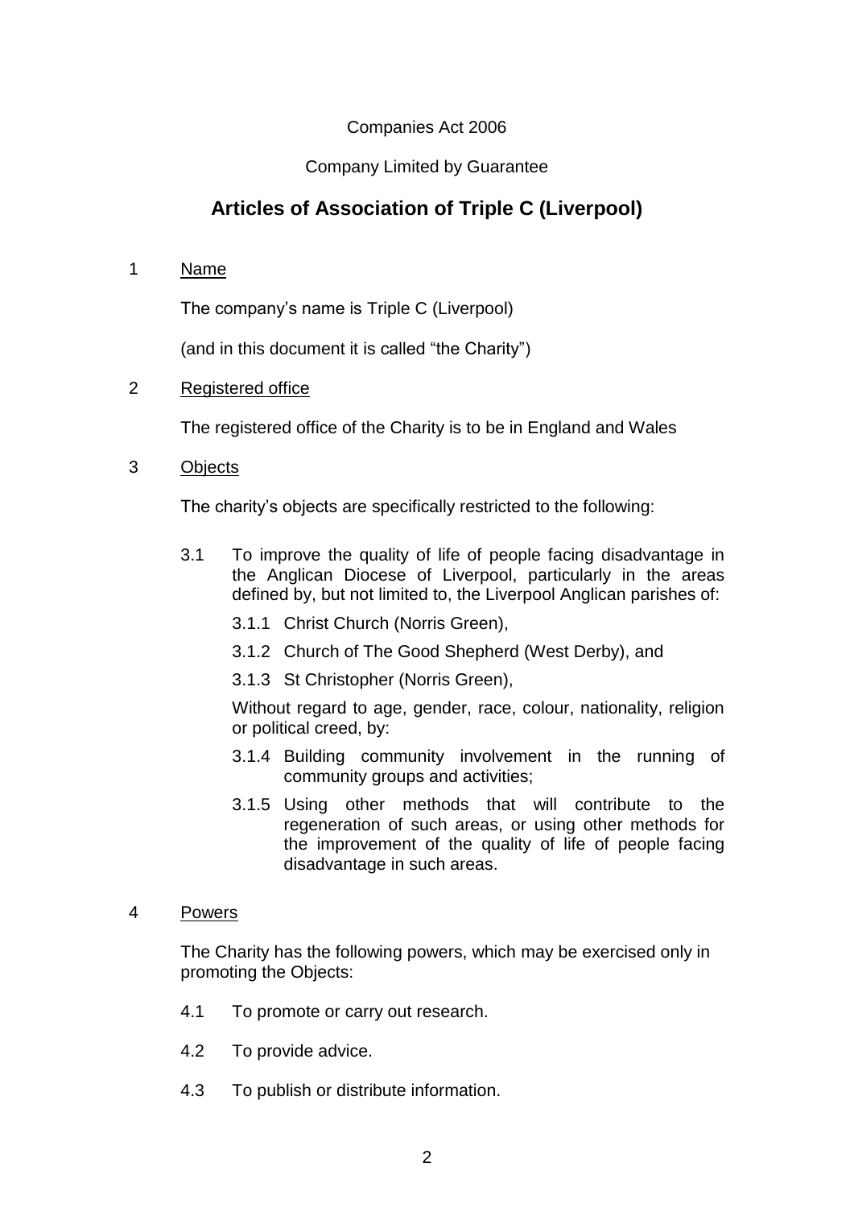Companies Act 2006

Company Limited by Guarantee

# Articles of Association of Triple C (Liverpool)

1 <u>Name</u>

The company's name is Triple C (Liverpool)

(and in this document it is called "the Charity")

2 <u>Registered office</u>

The registered office of the Charity is to be in England and Wales

3 <u>Objects</u>

The charity's objects are specifically restricted to the following:

3.1 To improve the quality of life of people facing disadvantage in the Anglican Diocese of Liverpool, particularly in the areas defined by, but not limited to, the Liverpool Anglican parishes of:

3.1.1 Christ Church (Norris Green),

3.1.2 Church of The Good Shepherd (West Derby), and

3.1.3 St Christopher (Norris Green),

Without regard to age, gender, race, colour, nationality, religion or political creed, by:

3.1.4 Building community involvement in the running of community groups and activities;

3.1.5 Using other methods that will contribute to the regeneration of such areas, or using other methods for the improvement of the quality of life of people facing disadvantage in such areas.

4 <u>Powers</u>

The Charity has the following powers, which may be exercised only in promoting the Objects:

4.1 To promote or carry out research.

4.2 To provide advice.

4.3 To publish or distribute information.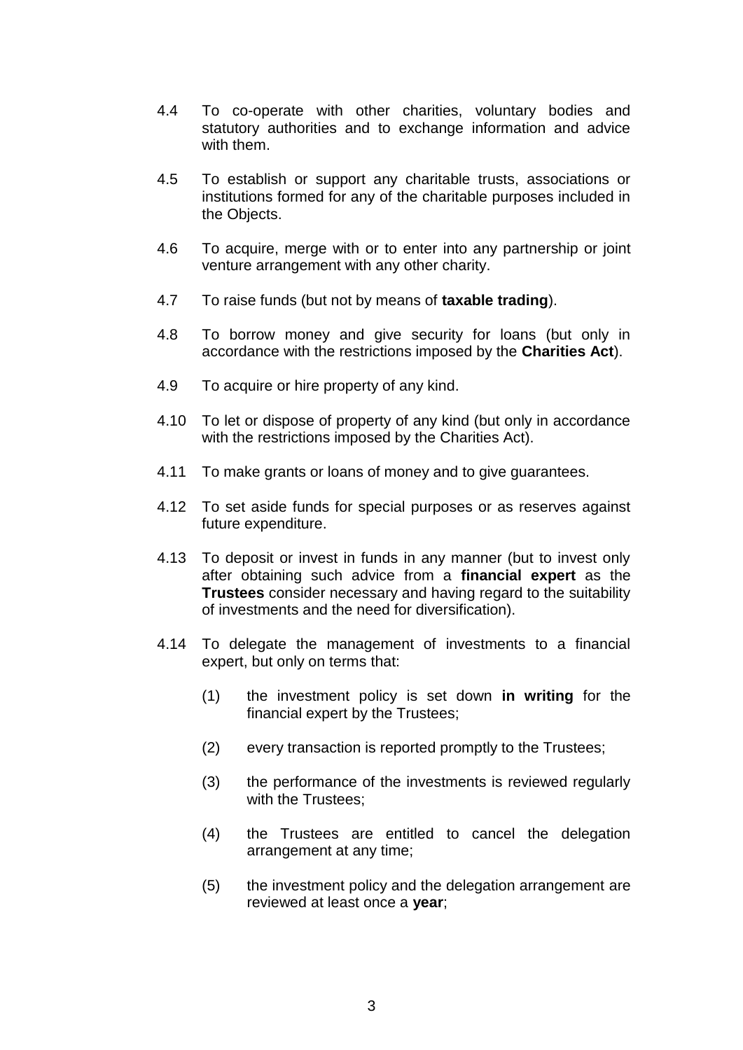4.4 To co-operate with other charities, voluntary bodies and statutory authorities and to exchange information and advice with them.

4.5 To establish or support any charitable trusts, associations or institutions formed for any of the charitable purposes included in the Objects.

4.6 To acquire, merge with or to enter into any partnership or joint venture arrangement with any other charity.

4.7 To raise funds (but not by means of **taxable trading**).

4.8 To borrow money and give security for loans (but only in accordance with the restrictions imposed by the **Charities Act**).

4.9 To acquire or hire property of any kind.

4.10 To let or dispose of property of any kind (but only in accordance with the restrictions imposed by the Charities Act).

4.11 To make grants or loans of money and to give guarantees.

4.12 To set aside funds for special purposes or as reserves against future expenditure.

4.13 To deposit or invest in funds in any manner (but to invest only after obtaining such advice from a **financial expert** as the **Trustees** consider necessary and having regard to the suitability of investments and the need for diversification).

4.14 To delegate the management of investments to a financial expert, but only on terms that:

(1) the investment policy is set down **in writing** for the financial expert by the Trustees;

(2) every transaction is reported promptly to the Trustees;

(3) the performance of the investments is reviewed regularly with the Trustees;

(4) the Trustees are entitled to cancel the delegation arrangement at any time;

(5) the investment policy and the delegation arrangement are reviewed at least once a **year**;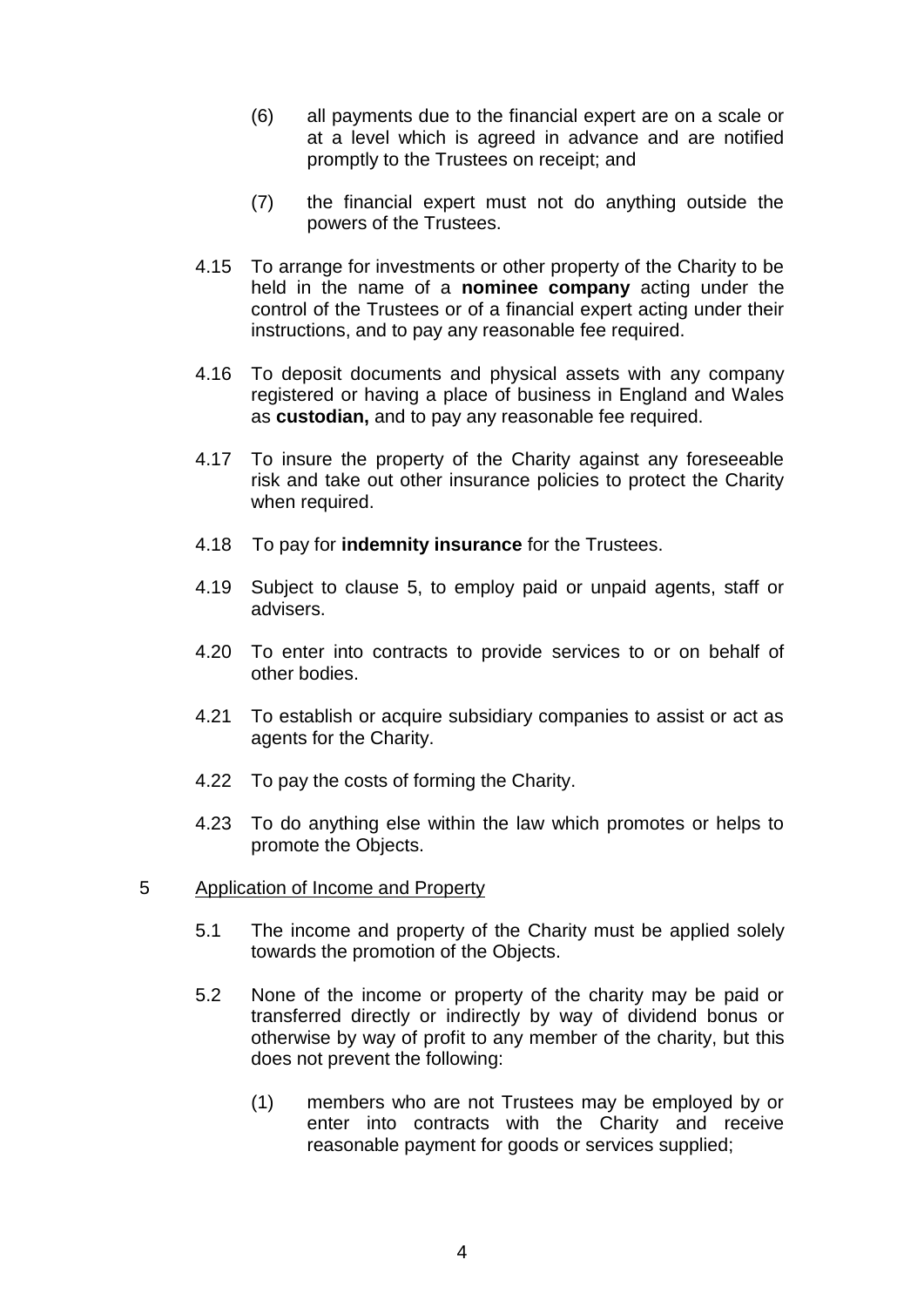(6) all payments due to the financial expert are on a scale or at a level which is agreed in advance and are notified promptly to the Trustees on receipt; and

(7) the financial expert must not do anything outside the powers of the Trustees.

4.15 To arrange for investments or other property of the Charity to be held in the name of a **nominee company** acting under the control of the Trustees or of a financial expert acting under their instructions, and to pay any reasonable fee required.

4.16 To deposit documents and physical assets with any company registered or having a place of business in England and Wales as **custodian,** and to pay any reasonable fee required.

4.17 To insure the property of the Charity against any foreseeable risk and take out other insurance policies to protect the Charity when required.

4.18 To pay for **indemnity insurance** for the Trustees.

4.19 Subject to clause 5, to employ paid or unpaid agents, staff or advisers.

4.20 To enter into contracts to provide services to or on behalf of other bodies.

4.21 To establish or acquire subsidiary companies to assist or act as agents for the Charity.

4.22 To pay the costs of forming the Charity.

4.23 To do anything else within the law which promotes or helps to promote the Objects.

5 <u>Application of Income and Property</u>

5.1 The income and property of the Charity must be applied solely towards the promotion of the Objects.

5.2 None of the income or property of the charity may be paid or transferred directly or indirectly by way of dividend bonus or otherwise by way of profit to any member of the charity, but this does not prevent the following:

(1) members who are not Trustees may be employed by or enter into contracts with the Charity and receive reasonable payment for goods or services supplied;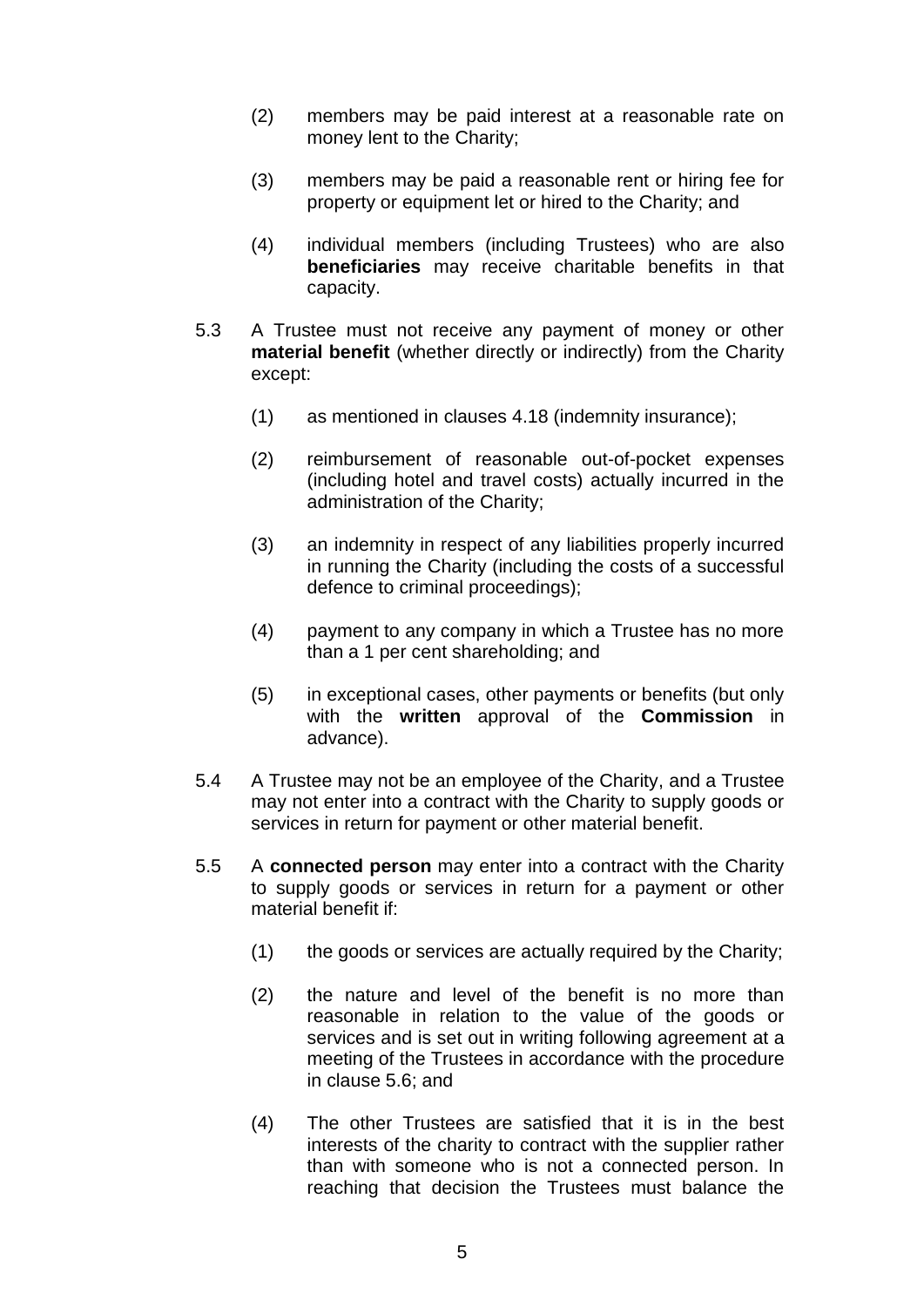(2) members may be paid interest at a reasonable rate on money lent to the Charity;

(3) members may be paid a reasonable rent or hiring fee for property or equipment let or hired to the Charity; and

(4) individual members (including Trustees) who are also **beneficiaries** may receive charitable benefits in that capacity.

5.3 A Trustee must not receive any payment of money or other **material benefit** (whether directly or indirectly) from the Charity except:

(1) as mentioned in clauses 4.18 (indemnity insurance);

(2) reimbursement of reasonable out-of-pocket expenses (including hotel and travel costs) actually incurred in the administration of the Charity;

(3) an indemnity in respect of any liabilities properly incurred in running the Charity (including the costs of a successful defence to criminal proceedings);

(4) payment to any company in which a Trustee has no more than a 1 per cent shareholding; and

(5) in exceptional cases, other payments or benefits (but only with the **written** approval of the **Commission** in advance).

5.4 A Trustee may not be an employee of the Charity, and a Trustee may not enter into a contract with the Charity to supply goods or services in return for payment or other material benefit.

5.5 A **connected person** may enter into a contract with the Charity to supply goods or services in return for a payment or other material benefit if:

(1) the goods or services are actually required by the Charity;

(2) the nature and level of the benefit is no more than reasonable in relation to the value of the goods or services and is set out in writing following agreement at a meeting of the Trustees in accordance with the procedure in clause 5.6; and

(4) The other Trustees are satisfied that it is in the best interests of the charity to contract with the supplier rather than with someone who is not a connected person. In reaching that decision the Trustees must balance the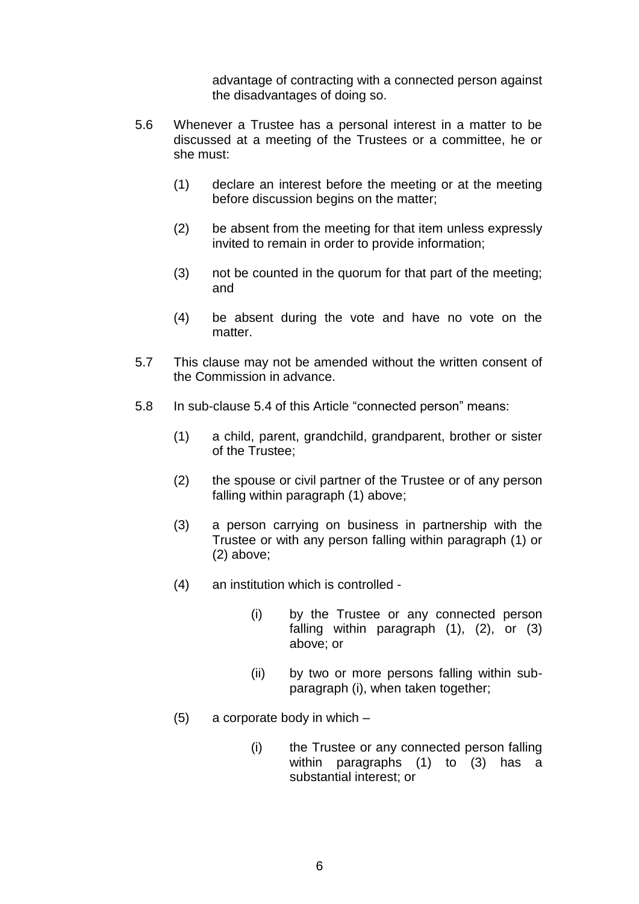advantage of contracting with a connected person against the disadvantages of doing so.

5.6 Whenever a Trustee has a personal interest in a matter to be discussed at a meeting of the Trustees or a committee, he or she must:

(1) declare an interest before the meeting or at the meeting before discussion begins on the matter;

(2) be absent from the meeting for that item unless expressly invited to remain in order to provide information;

(3) not be counted in the quorum for that part of the meeting; and

(4) be absent during the vote and have no vote on the matter.

5.7 This clause may not be amended without the written consent of the Commission in advance.

5.8 In sub-clause 5.4 of this Article "connected person" means:

(1) a child, parent, grandchild, grandparent, brother or sister of the Trustee;

(2) the spouse or civil partner of the Trustee or of any person falling within paragraph (1) above;

(3) a person carrying on business in partnership with the Trustee or with any person falling within paragraph (1) or (2) above;

(4) an institution which is controlled -

(i) by the Trustee or any connected person falling within paragraph (1), (2), or (3) above; or

(ii) by two or more persons falling within sub-paragraph (i), when taken together;

(5) a corporate body in which –

(i) the Trustee or any connected person falling within paragraphs (1) to (3) has a substantial interest; or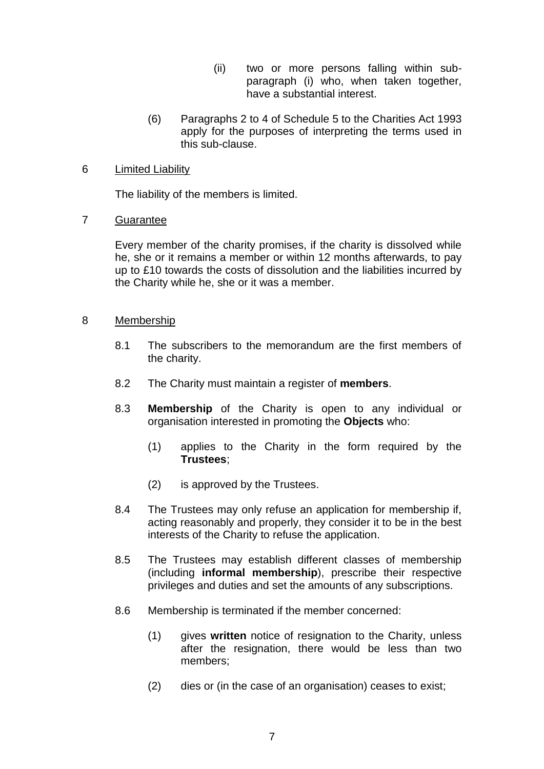(ii) two or more persons falling within sub-paragraph (i) who, when taken together, have a substantial interest.

(6) Paragraphs 2 to 4 of Schedule 5 to the Charities Act 1993 apply for the purposes of interpreting the terms used in this sub-clause.

## 6 Limited Liability

The liability of the members is limited.

## 7 Guarantee

Every member of the charity promises, if the charity is dissolved while he, she or it remains a member or within 12 months afterwards, to pay up to £10 towards the costs of dissolution and the liabilities incurred by the Charity while he, she or it was a member.

## 8 Membership

8.1 The subscribers to the memorandum are the first members of the charity.

8.2 The Charity must maintain a register of **members**.

8.3 **Membership** of the Charity is open to any individual or organisation interested in promoting the **Objects** who:

(1) applies to the Charity in the form required by the **Trustees**;

(2) is approved by the Trustees.

8.4 The Trustees may only refuse an application for membership if, acting reasonably and properly, they consider it to be in the best interests of the Charity to refuse the application.

8.5 The Trustees may establish different classes of membership (including **informal membership**), prescribe their respective privileges and duties and set the amounts of any subscriptions.

8.6 Membership is terminated if the member concerned:

(1) gives **written** notice of resignation to the Charity, unless after the resignation, there would be less than two members;

(2) dies or (in the case of an organisation) ceases to exist;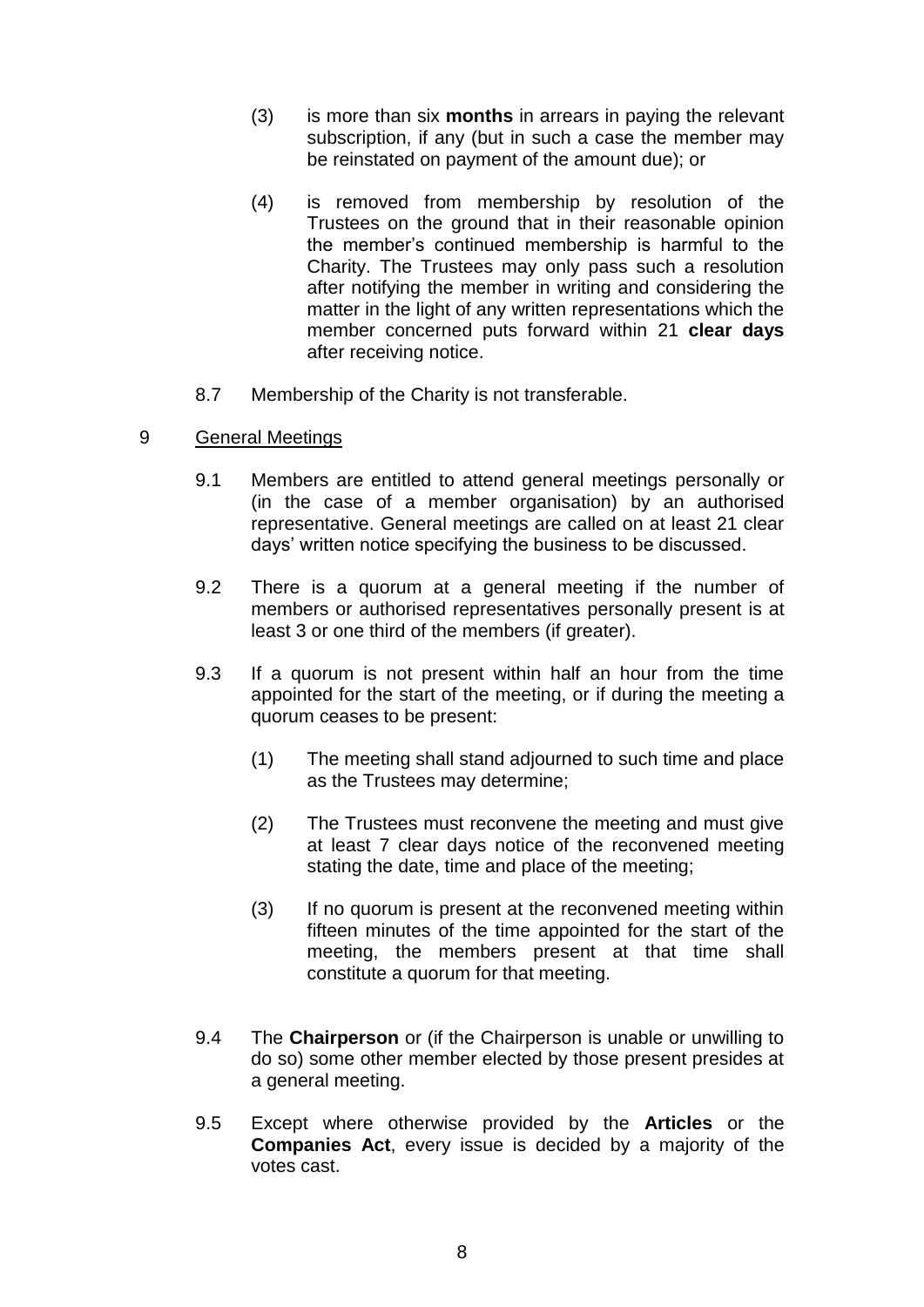(3) is more than six **months** in arrears in paying the relevant subscription, if any (but in such a case the member may be reinstated on payment of the amount due); or

(4) is removed from membership by resolution of the Trustees on the ground that in their reasonable opinion the member's continued membership is harmful to the Charity. The Trustees may only pass such a resolution after notifying the member in writing and considering the matter in the light of any written representations which the member concerned puts forward within 21 **clear days** after receiving notice.

8.7 Membership of the Charity is not transferable.

## 9 General Meetings

9.1 Members are entitled to attend general meetings personally or (in the case of a member organisation) by an authorised representative. General meetings are called on at least 21 clear days' written notice specifying the business to be discussed.

9.2 There is a quorum at a general meeting if the number of members or authorised representatives personally present is at least 3 or one third of the members (if greater).

9.3 If a quorum is not present within half an hour from the time appointed for the start of the meeting, or if during the meeting a quorum ceases to be present:

(1) The meeting shall stand adjourned to such time and place as the Trustees may determine;

(2) The Trustees must reconvene the meeting and must give at least 7 clear days notice of the reconvened meeting stating the date, time and place of the meeting;

(3) If no quorum is present at the reconvened meeting within fifteen minutes of the time appointed for the start of the meeting, the members present at that time shall constitute a quorum for that meeting.

9.4 The **Chairperson** or (if the Chairperson is unable or unwilling to do so) some other member elected by those present presides at a general meeting.

9.5 Except where otherwise provided by the **Articles** or the **Companies Act**, every issue is decided by a majority of the votes cast.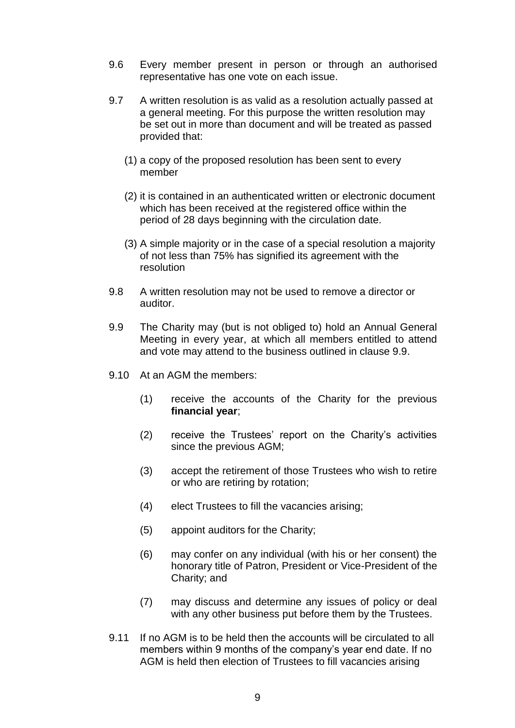9.6 Every member present in person or through an authorised representative has one vote on each issue.

9.7 A written resolution is as valid as a resolution actually passed at a general meeting. For this purpose the written resolution may be set out in more than document and will be treated as passed provided that:

(1) a copy of the proposed resolution has been sent to every member

(2) it is contained in an authenticated written or electronic document which has been received at the registered office within the period of 28 days beginning with the circulation date.

(3) A simple majority or in the case of a special resolution a majority of not less than 75% has signified its agreement with the resolution

9.8 A written resolution may not be used to remove a director or auditor.

9.9 The Charity may (but is not obliged to) hold an Annual General Meeting in every year, at which all members entitled to attend and vote may attend to the business outlined in clause 9.9.

9.10 At an AGM the members:

(1) receive the accounts of the Charity for the previous **financial year**;

(2) receive the Trustees' report on the Charity's activities since the previous AGM;

(3) accept the retirement of those Trustees who wish to retire or who are retiring by rotation;

(4) elect Trustees to fill the vacancies arising;

(5) appoint auditors for the Charity;

(6) may confer on any individual (with his or her consent) the honorary title of Patron, President or Vice-President of the Charity; and

(7) may discuss and determine any issues of policy or deal with any other business put before them by the Trustees.

9.11 If no AGM is to be held then the accounts will be circulated to all members within 9 months of the company's year end date. If no AGM is held then election of Trustees to fill vacancies arising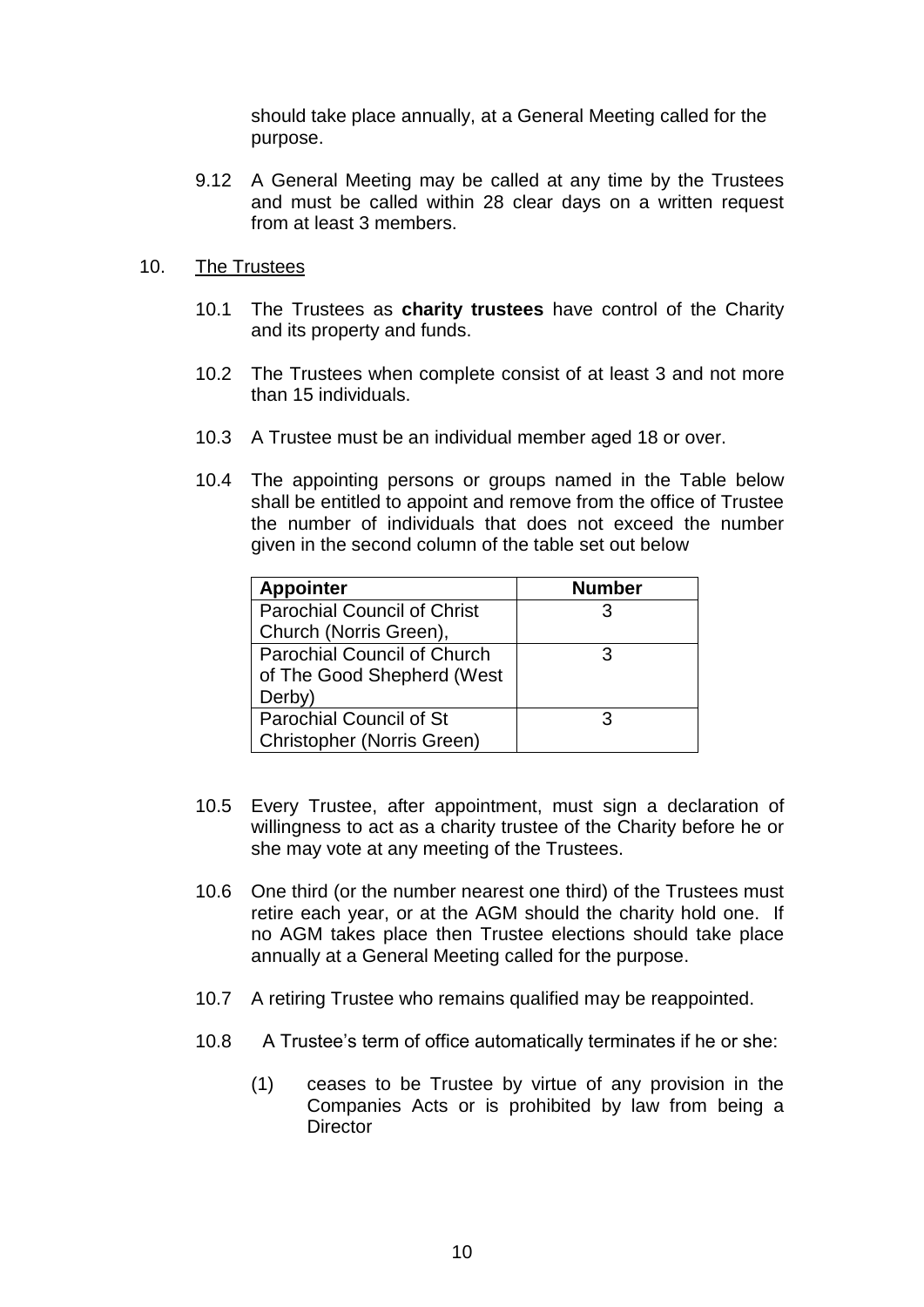should take place annually, at a General Meeting called for the purpose.

9.12 A General Meeting may be called at any time by the Trustees and must be called within 28 clear days on a written request from at least 3 members.

10. The Trustees

10.1 The Trustees as **charity trustees** have control of the Charity and its property and funds.

10.2 The Trustees when complete consist of at least 3 and not more than 15 individuals.

10.3 A Trustee must be an individual member aged 18 or over.

10.4 The appointing persons or groups named in the Table below shall be entitled to appoint and remove from the office of Trustee the number of individuals that does not exceed the number given in the second column of the table set out below

| Appointer | Number |
|---|---|
| Parochial Council of Christ Church (Norris Green), | 3 |
| Parochial Council of Church of The Good Shepherd (West Derby) | 3 |
| Parochial Council of St Christopher (Norris Green) | 3 |

10.5 Every Trustee, after appointment, must sign a declaration of willingness to act as a charity trustee of the Charity before he or she may vote at any meeting of the Trustees.

10.6 One third (or the number nearest one third) of the Trustees must retire each year, or at the AGM should the charity hold one. If no AGM takes place then Trustee elections should take place annually at a General Meeting called for the purpose.

10.7 A retiring Trustee who remains qualified may be reappointed.

10.8 A Trustee's term of office automatically terminates if he or she:

(1) ceases to be Trustee by virtue of any provision in the Companies Acts or is prohibited by law from being a Director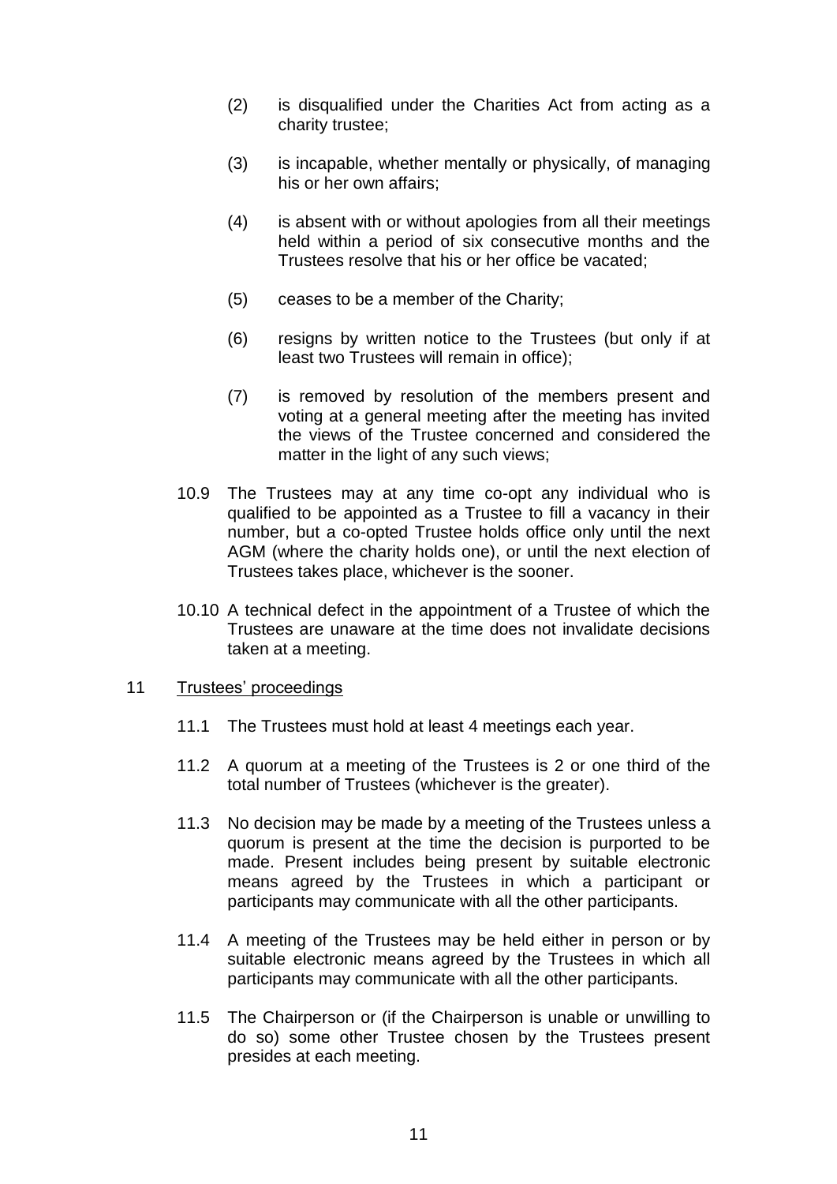(2) is disqualified under the Charities Act from acting as a charity trustee;

(3) is incapable, whether mentally or physically, of managing his or her own affairs;

(4) is absent with or without apologies from all their meetings held within a period of six consecutive months and the Trustees resolve that his or her office be vacated;

(5) ceases to be a member of the Charity;

(6) resigns by written notice to the Trustees (but only if at least two Trustees will remain in office);

(7) is removed by resolution of the members present and voting at a general meeting after the meeting has invited the views of the Trustee concerned and considered the matter in the light of any such views;

10.9 The Trustees may at any time co-opt any individual who is qualified to be appointed as a Trustee to fill a vacancy in their number, but a co-opted Trustee holds office only until the next AGM (where the charity holds one), or until the next election of Trustees takes place, whichever is the sooner.

10.10 A technical defect in the appointment of a Trustee of which the Trustees are unaware at the time does not invalidate decisions taken at a meeting.

## 11 Trustees' proceedings

11.1 The Trustees must hold at least 4 meetings each year.

11.2 A quorum at a meeting of the Trustees is 2 or one third of the total number of Trustees (whichever is the greater).

11.3 No decision may be made by a meeting of the Trustees unless a quorum is present at the time the decision is purported to be made. Present includes being present by suitable electronic means agreed by the Trustees in which a participant or participants may communicate with all the other participants.

11.4 A meeting of the Trustees may be held either in person or by suitable electronic means agreed by the Trustees in which all participants may communicate with all the other participants.

11.5 The Chairperson or (if the Chairperson is unable or unwilling to do so) some other Trustee chosen by the Trustees present presides at each meeting.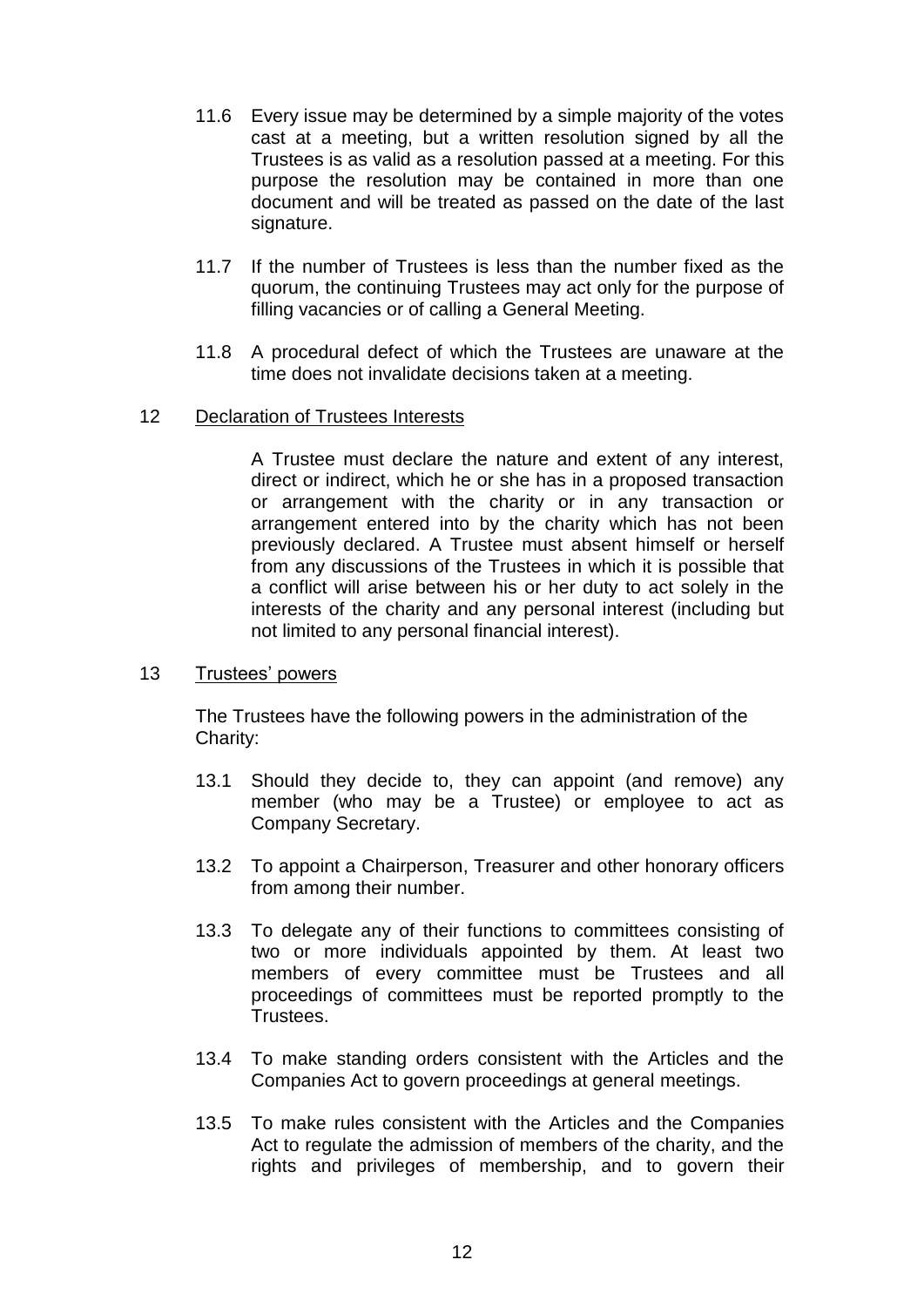11.6 Every issue may be determined by a simple majority of the votes cast at a meeting, but a written resolution signed by all the Trustees is as valid as a resolution passed at a meeting. For this purpose the resolution may be contained in more than one document and will be treated as passed on the date of the last signature.

11.7 If the number of Trustees is less than the number fixed as the quorum, the continuing Trustees may act only for the purpose of filling vacancies or of calling a General Meeting.

11.8 A procedural defect of which the Trustees are unaware at the time does not invalidate decisions taken at a meeting.

12 Declaration of Trustees Interests

A Trustee must declare the nature and extent of any interest, direct or indirect, which he or she has in a proposed transaction or arrangement with the charity or in any transaction or arrangement entered into by the charity which has not been previously declared. A Trustee must absent himself or herself from any discussions of the Trustees in which it is possible that a conflict will arise between his or her duty to act solely in the interests of the charity and any personal interest (including but not limited to any personal financial interest).

13 Trustees' powers

The Trustees have the following powers in the administration of the Charity:

13.1 Should they decide to, they can appoint (and remove) any member (who may be a Trustee) or employee to act as Company Secretary.

13.2 To appoint a Chairperson, Treasurer and other honorary officers from among their number.

13.3 To delegate any of their functions to committees consisting of two or more individuals appointed by them. At least two members of every committee must be Trustees and all proceedings of committees must be reported promptly to the Trustees.

13.4 To make standing orders consistent with the Articles and the Companies Act to govern proceedings at general meetings.

13.5 To make rules consistent with the Articles and the Companies Act to regulate the admission of members of the charity, and the rights and privileges of membership, and to govern their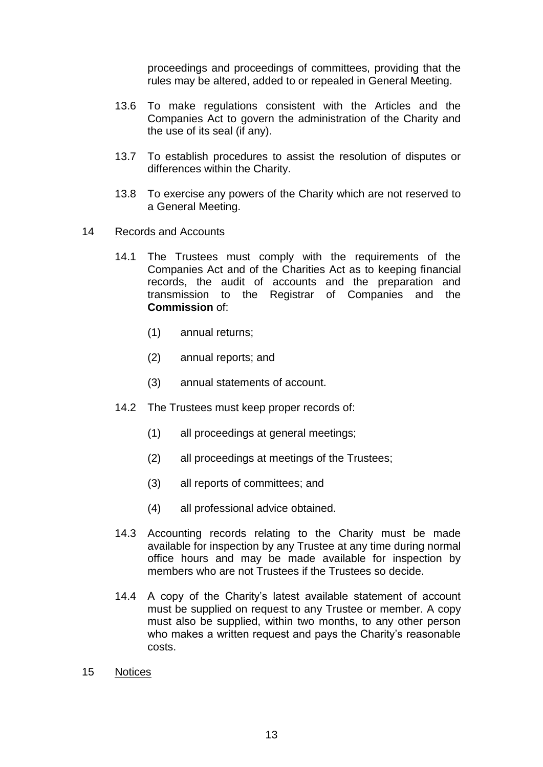proceedings and proceedings of committees, providing that the rules may be altered, added to or repealed in General Meeting.

13.6 To make regulations consistent with the Articles and the Companies Act to govern the administration of the Charity and the use of its seal (if any).

13.7 To establish procedures to assist the resolution of disputes or differences within the Charity.

13.8 To exercise any powers of the Charity which are not reserved to a General Meeting.

14 <u>Records and Accounts</u>

14.1 The Trustees must comply with the requirements of the Companies Act and of the Charities Act as to keeping financial records, the audit of accounts and the preparation and transmission to the Registrar of Companies and the **Commission** of:

(1) annual returns;

(2) annual reports; and

(3) annual statements of account.

14.2 The Trustees must keep proper records of:

(1) all proceedings at general meetings;

(2) all proceedings at meetings of the Trustees;

(3) all reports of committees; and

(4) all professional advice obtained.

14.3 Accounting records relating to the Charity must be made available for inspection by any Trustee at any time during normal office hours and may be made available for inspection by members who are not Trustees if the Trustees so decide.

14.4 A copy of the Charity's latest available statement of account must be supplied on request to any Trustee or member. A copy must also be supplied, within two months, to any other person who makes a written request and pays the Charity's reasonable costs.

15 <u>Notices</u>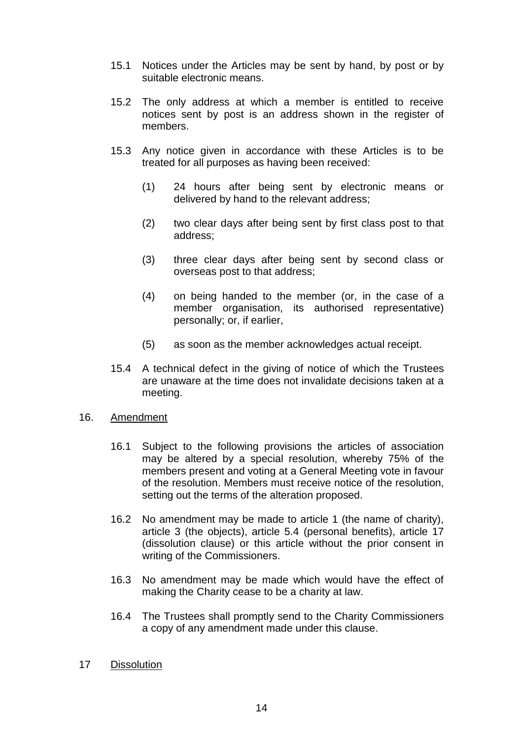15.1 Notices under the Articles may be sent by hand, by post or by suitable electronic means.

15.2 The only address at which a member is entitled to receive notices sent by post is an address shown in the register of members.

15.3 Any notice given in accordance with these Articles is to be treated for all purposes as having been received:

(1) 24 hours after being sent by electronic means or delivered by hand to the relevant address;

(2) two clear days after being sent by first class post to that address;

(3) three clear days after being sent by second class or overseas post to that address;

(4) on being handed to the member (or, in the case of a member organisation, its authorised representative) personally; or, if earlier,

(5) as soon as the member acknowledges actual receipt.

15.4 A technical defect in the giving of notice of which the Trustees are unaware at the time does not invalidate decisions taken at a meeting.

16. <u>Amendment</u>

16.1 Subject to the following provisions the articles of association may be altered by a special resolution, whereby 75% of the members present and voting at a General Meeting vote in favour of the resolution. Members must receive notice of the resolution, setting out the terms of the alteration proposed.

16.2 No amendment may be made to article 1 (the name of charity), article 3 (the objects), article 5.4 (personal benefits), article 17 (dissolution clause) or this article without the prior consent in writing of the Commissioners.

16.3 No amendment may be made which would have the effect of making the Charity cease to be a charity at law.

16.4 The Trustees shall promptly send to the Charity Commissioners a copy of any amendment made under this clause.

17 <u>Dissolution</u>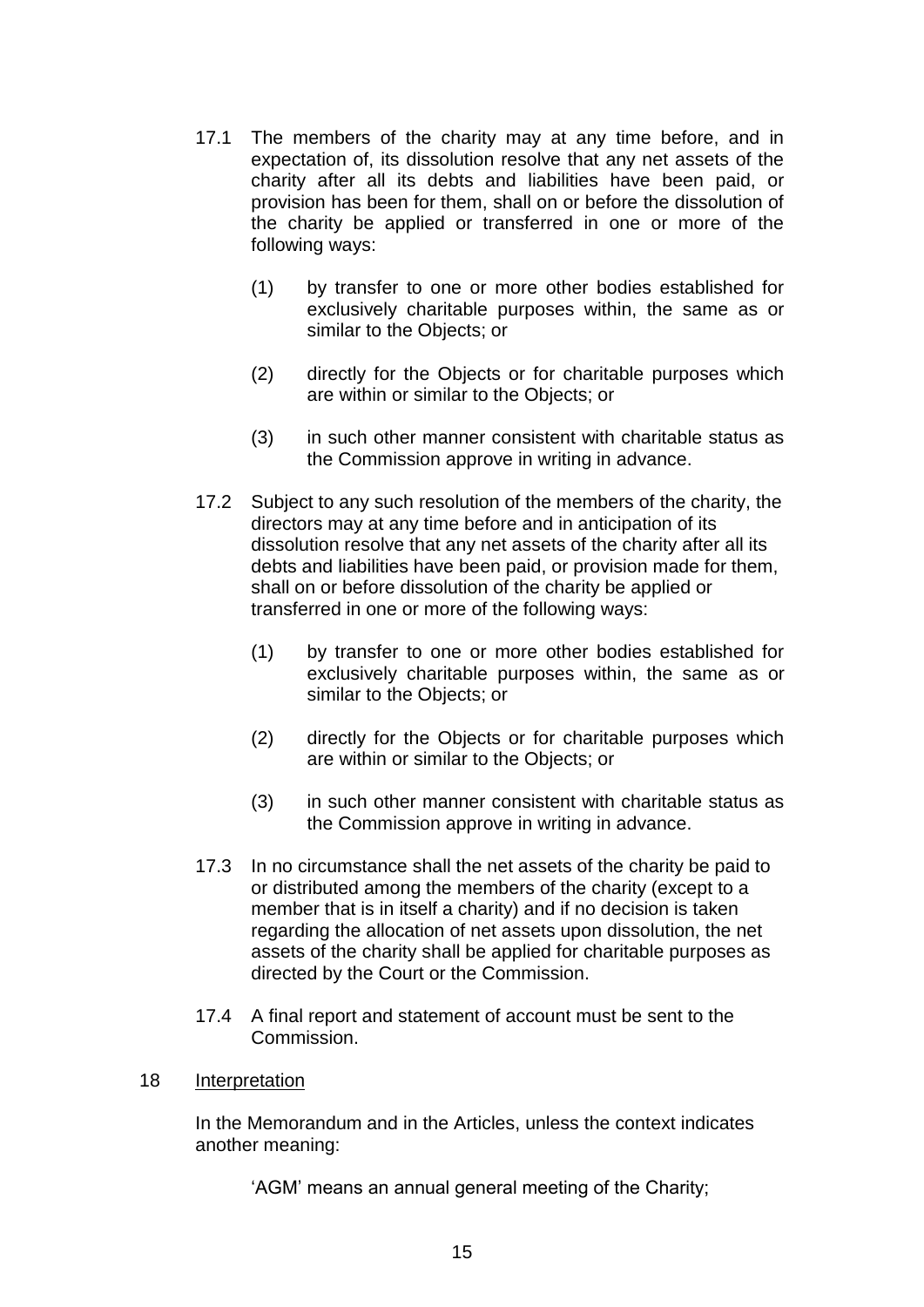17.1 The members of the charity may at any time before, and in expectation of, its dissolution resolve that any net assets of the charity after all its debts and liabilities have been paid, or provision has been for them, shall on or before the dissolution of the charity be applied or transferred in one or more of the following ways:

   (1) by transfer to one or more other bodies established for exclusively charitable purposes within, the same as or similar to the Objects; or

   (2) directly for the Objects or for charitable purposes which are within or similar to the Objects; or

   (3) in such other manner consistent with charitable status as the Commission approve in writing in advance.

17.2 Subject to any such resolution of the members of the charity, the directors may at any time before and in anticipation of its dissolution resolve that any net assets of the charity after all its debts and liabilities have been paid, or provision made for them, shall on or before dissolution of the charity be applied or transferred in one or more of the following ways:

   (1) by transfer to one or more other bodies established for exclusively charitable purposes within, the same as or similar to the Objects; or

   (2) directly for the Objects or for charitable purposes which are within or similar to the Objects; or

   (3) in such other manner consistent with charitable status as the Commission approve in writing in advance.

17.3 In no circumstance shall the net assets of the charity be paid to or distributed among the members of the charity (except to a member that is in itself a charity) and if no decision is taken regarding the allocation of net assets upon dissolution, the net assets of the charity shall be applied for charitable purposes as directed by the Court or the Commission.

17.4 A final report and statement of account must be sent to the Commission.

18 <u>Interpretation</u>

In the Memorandum and in the Articles, unless the context indicates another meaning:

'AGM' means an annual general meeting of the Charity;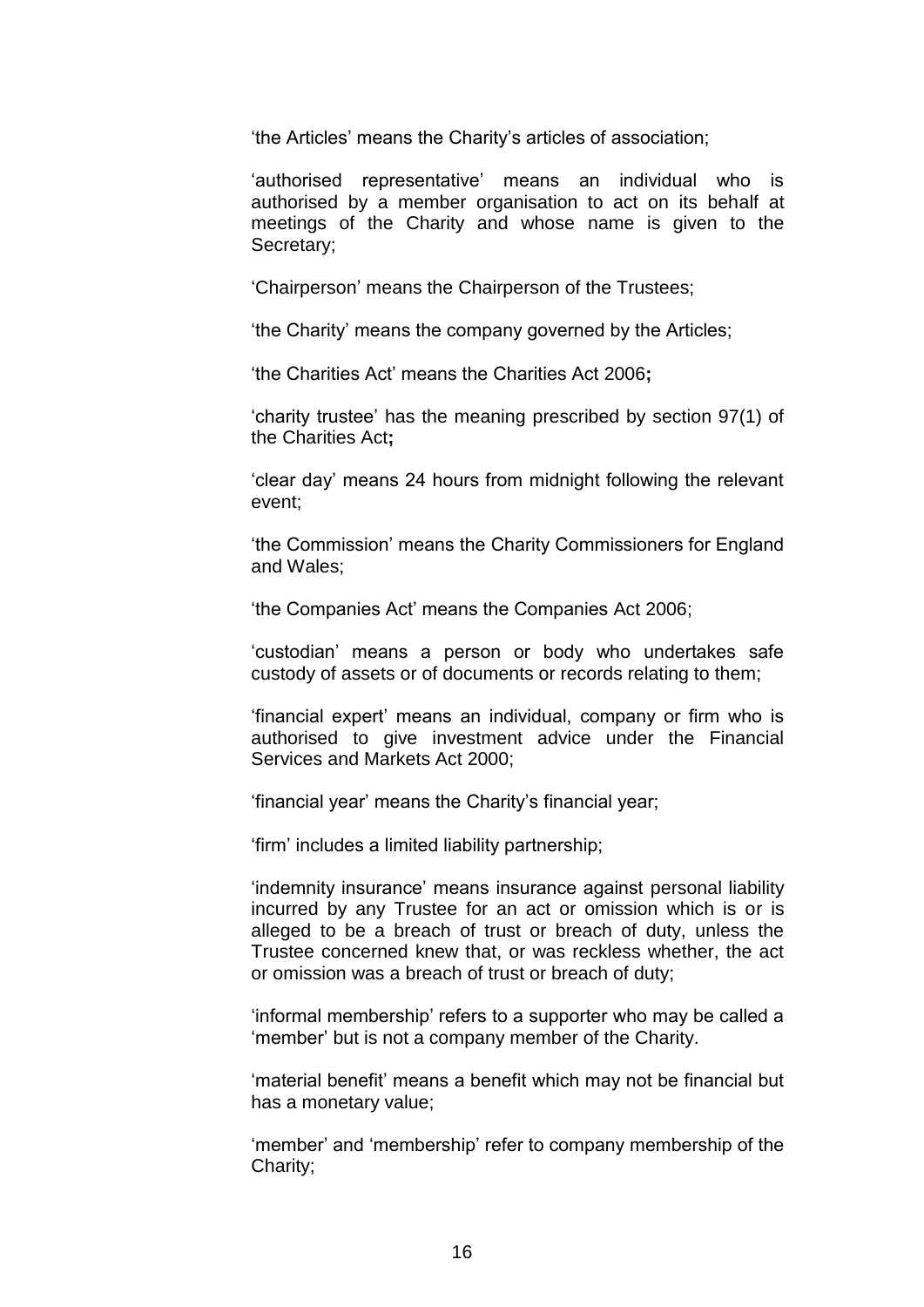'the Articles' means the Charity's articles of association;

'authorised representative' means an individual who is authorised by a member organisation to act on its behalf at meetings of the Charity and whose name is given to the Secretary;

'Chairperson' means the Chairperson of the Trustees;

'the Charity' means the company governed by the Articles;

'the Charities Act' means the Charities Act 2006**;**

'charity trustee' has the meaning prescribed by section 97(1) of the Charities Act**;**

'clear day' means 24 hours from midnight following the relevant event;

'the Commission' means the Charity Commissioners for England and Wales;

'the Companies Act' means the Companies Act 2006;

'custodian' means a person or body who undertakes safe custody of assets or of documents or records relating to them;

'financial expert' means an individual, company or firm who is authorised to give investment advice under the Financial Services and Markets Act 2000;

'financial year' means the Charity's financial year;

'firm' includes a limited liability partnership;

'indemnity insurance' means insurance against personal liability incurred by any Trustee for an act or omission which is or is alleged to be a breach of trust or breach of duty, unless the Trustee concerned knew that, or was reckless whether, the act or omission was a breach of trust or breach of duty;

'informal membership' refers to a supporter who may be called a 'member' but is not a company member of the Charity.

'material benefit' means a benefit which may not be financial but has a monetary value;

'member' and 'membership' refer to company membership of the Charity;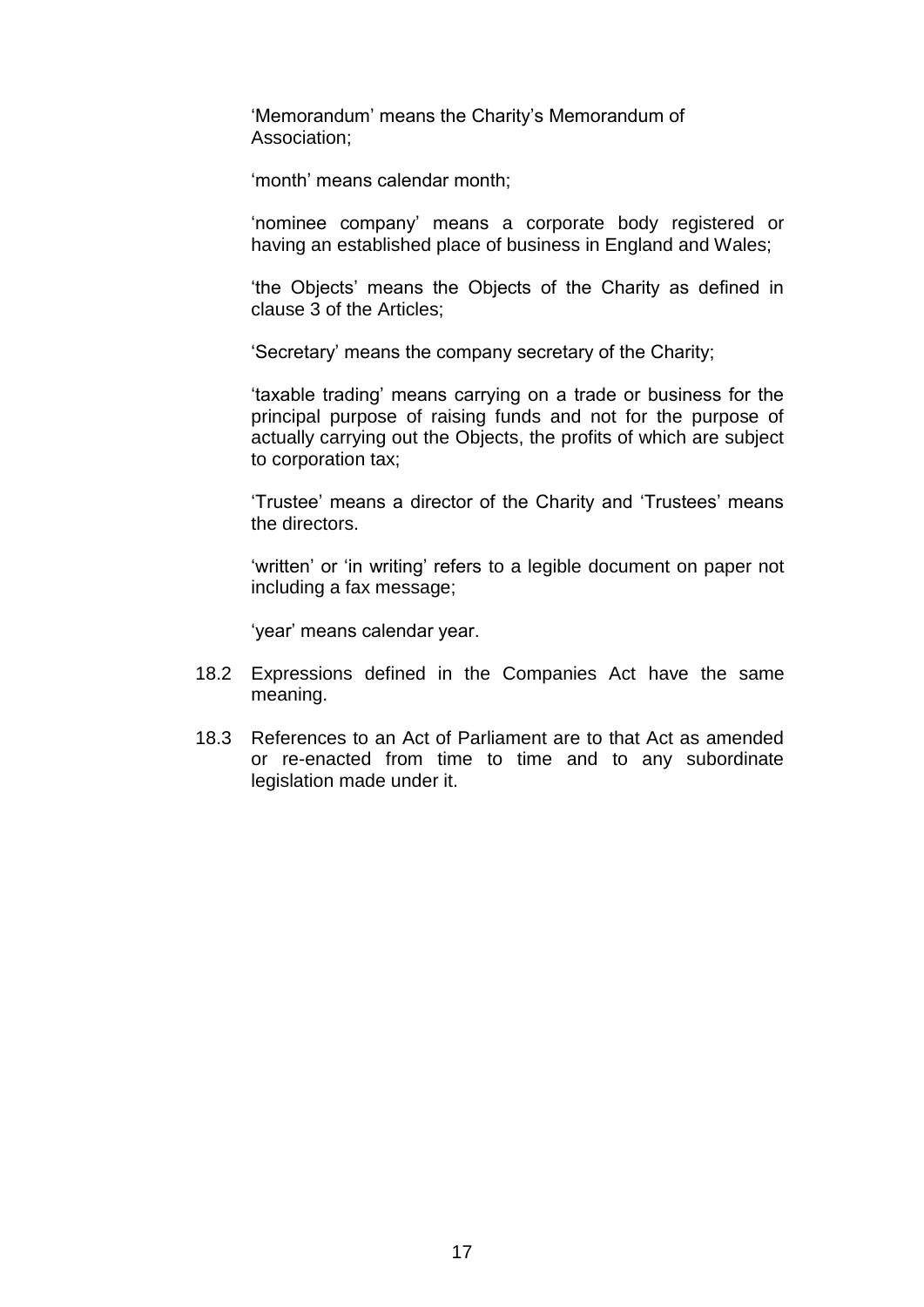'Memorandum' means the Charity's Memorandum of Association;

'month' means calendar month;

'nominee company' means a corporate body registered or having an established place of business in England and Wales;

'the Objects' means the Objects of the Charity as defined in clause 3 of the Articles;

'Secretary' means the company secretary of the Charity;

'taxable trading' means carrying on a trade or business for the principal purpose of raising funds and not for the purpose of actually carrying out the Objects, the profits of which are subject to corporation tax;

'Trustee' means a director of the Charity and 'Trustees' means the directors.

'written' or 'in writing' refers to a legible document on paper not including a fax message;

'year' means calendar year.

18.2 Expressions defined in the Companies Act have the same meaning.

18.3 References to an Act of Parliament are to that Act as amended or re-enacted from time to time and to any subordinate legislation made under it.